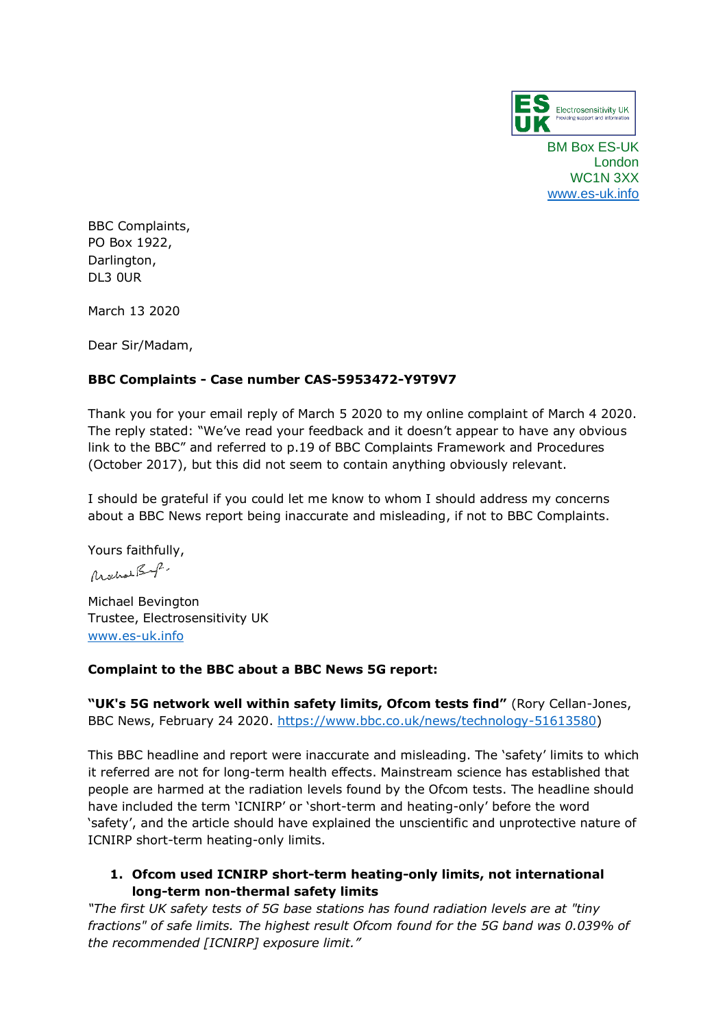ES UK Electrosensitivity UK Providing support and information

BM Box ES-UK
London
WC1N 3XX
www.es-uk.info

BBC Complaints,
PO Box 1922,
Darlington,
DL3 0UR

March 13 2020

Dear Sir/Madam,

**BBC Complaints - Case number CAS-5953472-Y9T9V7**

Thank you for your email reply of March 5 2020 to my online complaint of March 4 2020. The reply stated: "We've read your feedback and it doesn't appear to have any obvious link to the BBC" and referred to p.19 of BBC Complaints Framework and Procedures (October 2017), but this did not seem to contain anything obviously relevant.

I should be grateful if you could let me know to whom I should address my concerns about a BBC News report being inaccurate and misleading, if not to BBC Complaints.

Yours faithfully,

Michael Bevington
Trustee, Electrosensitivity UK
www.es-uk.info

**Complaint to the BBC about a BBC News 5G report:**

**"UK's 5G network well within safety limits, Ofcom tests find"** (Rory Cellan-Jones, BBC News, February 24 2020. https://www.bbc.co.uk/news/technology-51613580)

This BBC headline and report were inaccurate and misleading. The 'safety' limits to which it referred are not for long-term health effects. Mainstream science has established that people are harmed at the radiation levels found by the Ofcom tests. The headline should have included the term 'ICNIRP' or 'short-term and heating-only' before the word 'safety', and the article should have explained the unscientific and unprotective nature of ICNIRP short-term heating-only limits.

1. **Ofcom used ICNIRP short-term heating-only limits, not international long-term non-thermal safety limits**

*"The first UK safety tests of 5G base stations has found radiation levels are at "tiny fractions" of safe limits. The highest result Ofcom found for the 5G band was 0.039% of the recommended [ICNIRP] exposure limit."*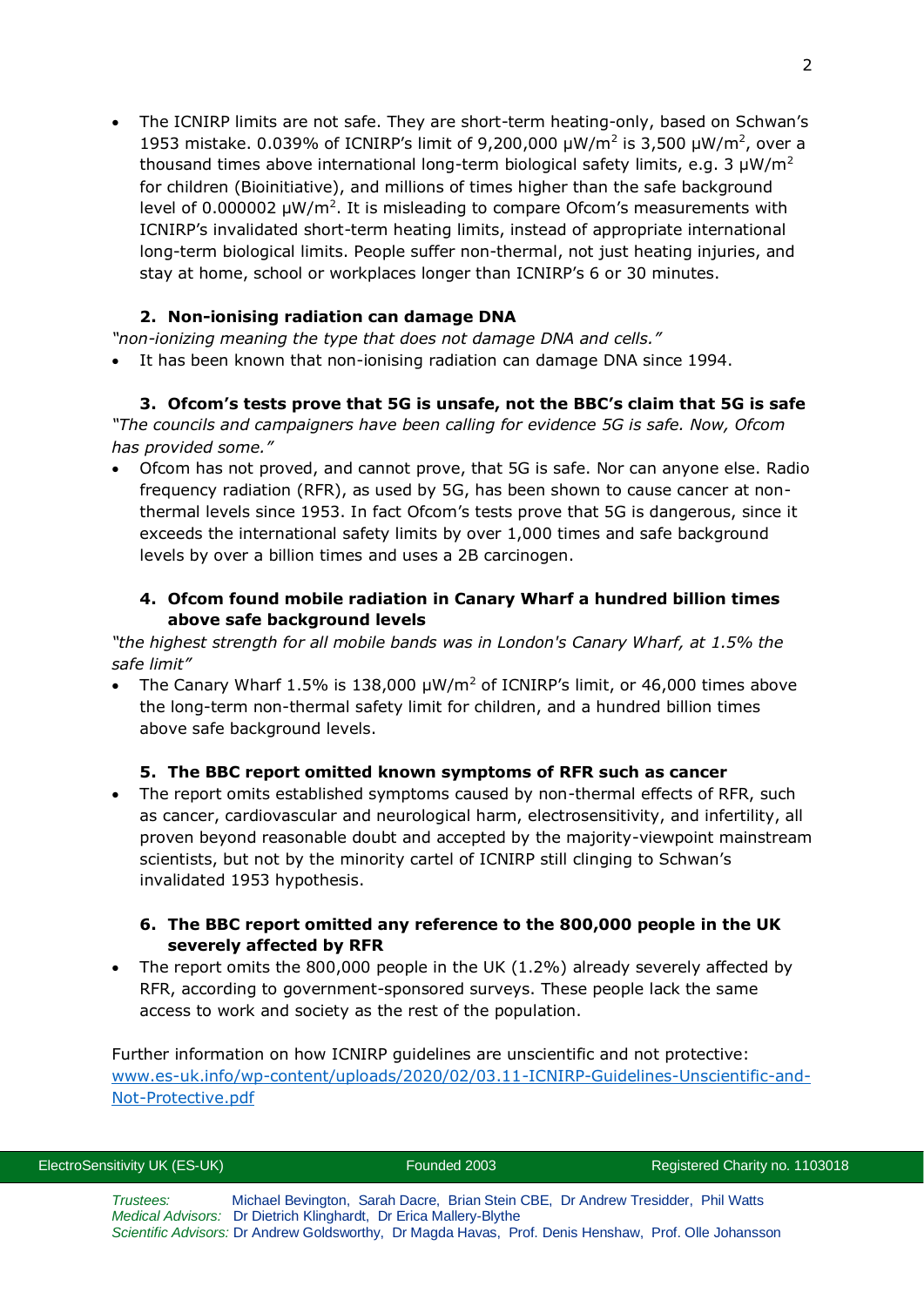- The ICNIRP limits are not safe. They are short-term heating-only, based on Schwan's 1953 mistake. 0.039% of ICNIRP's limit of 9,200,000 $\mu W/m^2$ is 3,500 $\mu W/m^2$, over a thousand times above international long-term biological safety limits, e.g. 3 $\mu W/m^2$ for children (Bioinitiative), and millions of times higher than the safe background level of 0.000002 $\mu W/m^2$. It is misleading to compare Ofcom's measurements with ICNIRP's invalidated short-term heating limits, instead of appropriate international long-term biological limits. People suffer non-thermal, not just heating injuries, and stay at home, school or workplaces longer than ICNIRP's 6 or 30 minutes.

### 2. Non-ionising radiation can damage DNA

*"non-ionizing meaning the type that does not damage DNA and cells."*

- It has been known that non-ionising radiation can damage DNA since 1994.

### 3. Ofcom's tests prove that 5G is unsafe, not the BBC's claim that 5G is safe

*"The councils and campaigners have been calling for evidence 5G is safe. Now, Ofcom has provided some."*

- Ofcom has not proved, and cannot prove, that 5G is safe. Nor can anyone else. Radio frequency radiation (RFR), as used by 5G, has been shown to cause cancer at non-thermal levels since 1953. In fact Ofcom's tests prove that 5G is dangerous, since it exceeds the international safety limits by over 1,000 times and safe background levels by over a billion times and uses a 2B carcinogen.

### 4. Ofcom found mobile radiation in Canary Wharf a hundred billion times above safe background levels

*"the highest strength for all mobile bands was in London's Canary Wharf, at 1.5% the safe limit"*

- The Canary Wharf 1.5% is 138,000 $\mu W/m^2$ of ICNIRP's limit, or 46,000 times above the long-term non-thermal safety limit for children, and a hundred billion times above safe background levels.

### 5. The BBC report omitted known symptoms of RFR such as cancer

- The report omits established symptoms caused by non-thermal effects of RFR, such as cancer, cardiovascular and neurological harm, electrosensitivity, and infertility, all proven beyond reasonable doubt and accepted by the majority-viewpoint mainstream scientists, but not by the minority cartel of ICNIRP still clinging to Schwan's invalidated 1953 hypothesis.

### 6. The BBC report omitted any reference to the 800,000 people in the UK severely affected by RFR

- The report omits the 800,000 people in the UK (1.2%) already severely affected by RFR, according to government-sponsored surveys. These people lack the same access to work and society as the rest of the population.

Further information on how ICNIRP guidelines are unscientific and not protective: [www.es-uk.info/wp-content/uploads/2020/02/03.11-ICNIRP-Guidelines-Unscientific-and-Not-Protective.pdf](www.es-uk.info/wp-content/uploads/2020/02/03.11-ICNIRP-Guidelines-Unscientific-and-Not-Protective.pdf)

ElectroSensitivity UK (ES-UK) Founded 2003 Registered Charity no. 1103018

*Trustees:* Michael Bevington, Sarah Dacre, Brian Stein CBE, Dr Andrew Tresidder, Phil Watts
*Medical Advisors:* Dr Dietrich Klinghardt, Dr Erica Mallery-Blythe
*Scientific Advisors:* Dr Andrew Goldsworthy, Dr Magda Havas, Prof. Denis Henshaw, Prof. Olle Johansson